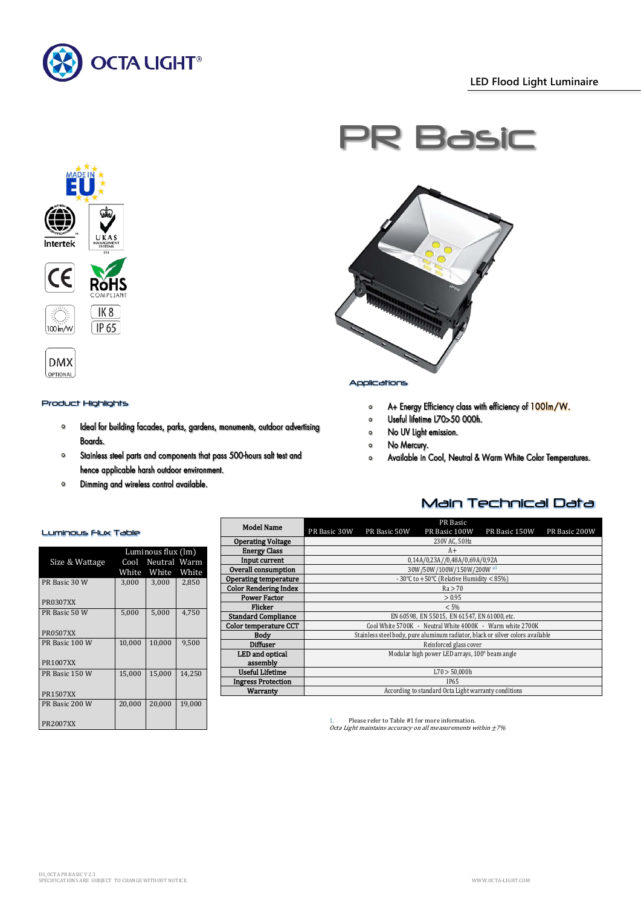LED Flood Light Luminaire

# PR Basic

MADE IN EU

Intertek

UKAS MANAGEMENT SYSTEMS

CE

RoHS COMPLIANT

100 lm/W

IK 8

IP 65

DMX OPTIONAL

## Product Highlights

- Ideal for building facades, parks, gardens, monuments, outdoor advertising Boards.
- Stainless steel parts and components that pass 500-hours salt test and hence applicable harsh outdoor environment.
- Dimming and wireless control available.

## Applications

- A+ Energy Efficiency class with efficiency of 100lm/W.
- Useful lifetime L70>50 000h.
- No UV Light emission.
- No Mercury.
- Available in Cool, Neutral & Warm White Color Temperatures.

## Luminous Flux Table

| Size & Wattage | Luminous flux (lm) Cool White | Neutral White | Warm White |
|---|---|---|---|
| PR Basic 30 W<br>PR0307XX | 3,000 | 3,000 | 2,850 |
| PR Basic 50 W<br>PR0507XX | 5,000 | 5,000 | 4,750 |
| PR Basic 100 W<br>PR1007XX | 10,000 | 10,000 | 9,500 |
| PR Basic 150 W<br>PR1507XX | 15,000 | 15,000 | 14,250 |
| PR Basic 200 W<br>PR2007XX | 20,000 | 20,000 | 19,000 |

## Main Technical Data

| Model Name | PR Basic 30W | PR Basic 50W | PR Basic 100W | PR Basic 150W | PR Basic 200W |
|---|---|---|---|---|---|
| Operating Voltage | 230V AC, 50Hz | | | | |
| Energy Class | A+ | | | | |
| Input current | 0,14A/0,23A//0,48A/0,69A/0,92A | | | | |
| Overall consumption | 30W/50W/100W/150W/200W [*1] | | | | |
| Operating temperature | - 30°C to +50°C (Relative Humidity < 85%) | | | | |
| Color Rendering Index | Ra > 70 | | | | |
| Power Factor | > 0.95 | | | | |
| Flicker | < 5% | | | | |
| Standard Compliance | EN 60598, EN 55015, EN 61547, EN 61000, etc. | | | | |
| Color temperature CCT | Cool White 5700K - Neutral White 4000K - Warm white 2700K | | | | |
| Body | Stainless steel body, pure aluminum radiator, black or silver colors available | | | | |
| Diffuser | Reinforced glass cover | | | | |
| LED and optical assembly | Modular high power LED arrays, 100° beam angle | | | | |
| Useful Lifetime | L70 > 50,000h | | | | |
| Ingress Protection | IP65 | | | | |
| Warranty | According to standard Octa Light warranty conditions | | | | |

1. Please refer to Table #1 for more information.

*Octa Light maintains accuracy on all measurements within ±7%*

DS_OCTA PR BASIC V 2.3
SPECIFICATIONS ARE SUBJECT TO CHANGE WITHOUT NOTICE.

WWW.OCTA-LIGHT.COM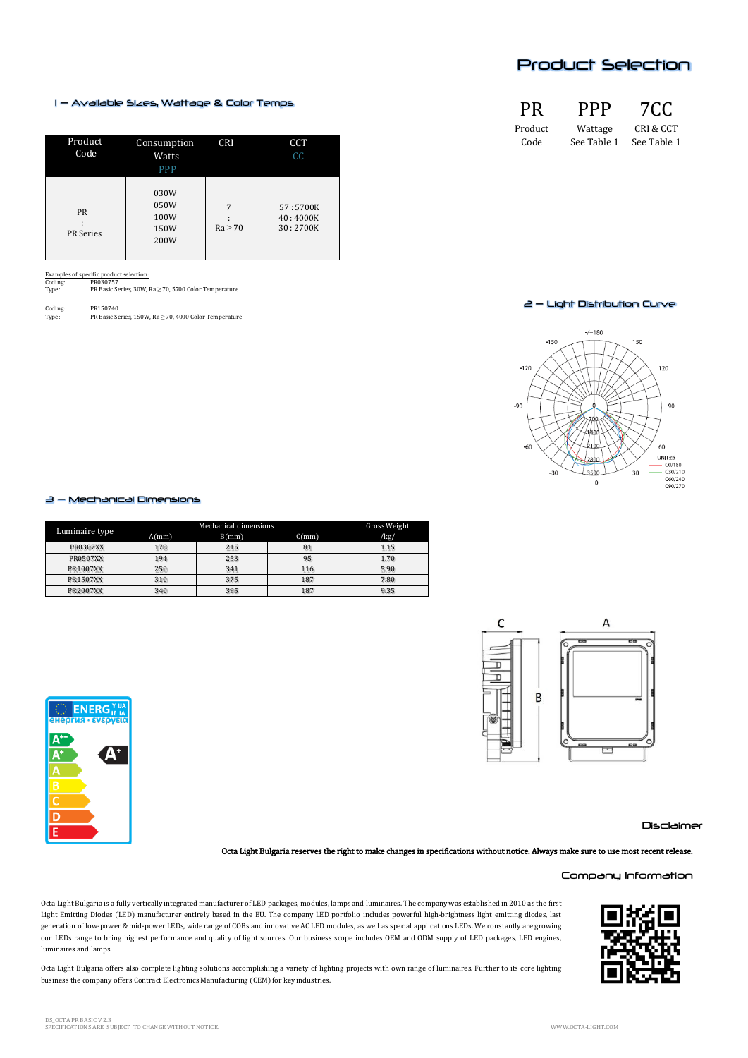## Product Selection

| PR | PPP | 7CC |
|---|---|---|
| Product Code | Wattage See Table 1 | CRI & CCT See Table 1 |

### 1 – Available Sizes, Wattage & Color Temps

| Product Code | Consumption Watts PPP | CRI | CCT CC |
|---|---|---|---|
| PR : PR Series | 030W 050W 100W 150W 200W | 7 : Ra ≥ 70 | 57 : 5700K 40 : 4000K 30 : 2700K |

Examples of specific product selection:

Coding: PR030757
Type: PR Basic Series, 30W, Ra ≥ 70, 5700 Color Temperature

Coding: PR150740
Type: PR Basic Series, 150W, Ra ≥ 70, 4000 Color Temperature

### 2 – Light Distribution Curve

-/+180
-150
150
-120
120
-90
90
-60
60
-30
30
0
700
1400
2100
2800
3500
UNIT:cd
C0/180
C30/210
C60/240
C90/270

### 3 – Mechanical Dimensions

| Luminaire type | Mechanical dimensions A(mm) | B(mm) | C(mm) | Gross Weight /kg/ |
|---|---|---|---|---|
| PR0307XX | 178 | 215 | 81 | 1.15 |
| PR0507XX | 194 | 253 | 95 | 1.70 |
| PR1007XX | 250 | 341 | 116 | 5.90 |
| PR1507XX | 310 | 375 | 187 | 7.80 |
| PR2007XX | 340 | 395 | 187 | 9.35 |

C
A
B

ENERGY
A++
A+
A
B
C
D
E
A+

### Disclaimer

**Octa Light Bulgaria reserves the right to make changes in specifications without notice. Always make sure to use most recent release.**

### Company Information

Octa Light Bulgaria is a fully vertically integrated manufacturer of LED packages, modules, lamps and luminaires. The company was established in 2010 as the first Light Emitting Diodes (LED) manufacturer entirely based in the EU. The company LED portfolio includes powerful high-brightness light emitting diodes, last generation of low-power & mid-power LEDs, wide range of COBs and innovative AC LED modules, as well as special applications LEDs. We constantly are growing our LEDs range to bring highest performance and quality of light sources. Our business scope includes OEM and ODM supply of LED packages, LED engines, luminaires and lamps.

Octa Light Bulgaria offers also complete lighting solutions accomplishing a variety of lighting projects with own range of luminaires. Further to its core lighting business the company offers Contract Electronics Manufacturing (CEM) for key industries.